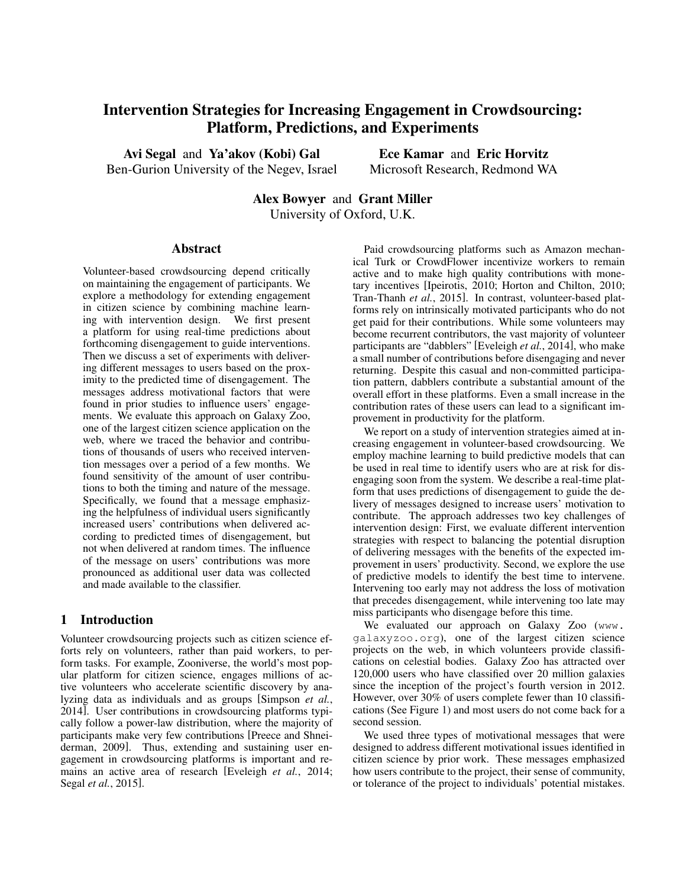# Intervention Strategies for Increasing Engagement in Crowdsourcing: Platform, Predictions, and Experiments

**Avi Segal** and **Ya'akov (Kobi) Gal**
Ben-Gurion University of the Negev, Israel

**Ece Kamar** and **Eric Horvitz**
Microsoft Research, Redmond WA

**Alex Bowyer** and **Grant Miller**
University of Oxford, U.K.

## Abstract

Volunteer-based crowdsourcing depend critically on maintaining the engagement of participants. We explore a methodology for extending engagement in citizen science by combining machine learning with intervention design. We first present a platform for using real-time predictions about forthcoming disengagement to guide interventions. Then we discuss a set of experiments with delivering different messages to users based on the proximity to the predicted time of disengagement. The messages address motivational factors that were found in prior studies to influence users' engagements. We evaluate this approach on Galaxy Zoo, one of the largest citizen science application on the web, where we traced the behavior and contributions of thousands of users who received intervention messages over a period of a few months. We found sensitivity of the amount of user contributions to both the timing and nature of the message. Specifically, we found that a message emphasizing the helpfulness of individual users significantly increased users' contributions when delivered according to predicted times of disengagement, but not when delivered at random times. The influence of the message on users' contributions was more pronounced as additional user data was collected and made available to the classifier.

## 1 Introduction

Volunteer crowdsourcing projects such as citizen science efforts rely on volunteers, rather than paid workers, to perform tasks. For example, Zooniverse, the world's most popular platform for citizen science, engages millions of active volunteers who accelerate scientific discovery by analyzing data as individuals and as groups [Simpson *et al.*, 2014]. User contributions in crowdsourcing platforms typically follow a power-law distribution, where the majority of participants make very few contributions [Preece and Shneiderman, 2009]. Thus, extending and sustaining user engagement in crowdsourcing platforms is important and remains an active area of research [Eveleigh *et al.*, 2014; Segal *et al.*, 2015].

Paid crowdsourcing platforms such as Amazon mechanical Turk or CrowdFlower incentivize workers to remain active and to make high quality contributions with monetary incentives [Ipeirotis, 2010; Horton and Chilton, 2010; Tran-Thanh *et al.*, 2015]. In contrast, volunteer-based platforms rely on intrinsically motivated participants who do not get paid for their contributions. While some volunteers may become recurrent contributors, the vast majority of volunteer participants are "dabblers" [Eveleigh *et al.*, 2014], who make a small number of contributions before disengaging and never returning. Despite this casual and non-committed participation pattern, dabblers contribute a substantial amount of the overall effort in these platforms. Even a small increase in the contribution rates of these users can lead to a significant improvement in productivity for the platform.

We report on a study of intervention strategies aimed at increasing engagement in volunteer-based crowdsourcing. We employ machine learning to build predictive models that can be used in real time to identify users who are at risk for disengaging soon from the system. We describe a real-time platform that uses predictions of disengagement to guide the delivery of messages designed to increase users' motivation to contribute. The approach addresses two key challenges of intervention design: First, we evaluate different intervention strategies with respect to balancing the potential disruption of delivering messages with the benefits of the expected improvement in users' productivity. Second, we explore the use of predictive models to identify the best time to intervene. Intervening too early may not address the loss of motivation that precedes disengagement, while intervening too late may miss participants who disengage before this time.

We evaluated our approach on Galaxy Zoo (`www.galaxyzoo.org`), one of the largest citizen science projects on the web, in which volunteers provide classifications on celestial bodies. Galaxy Zoo has attracted over 120,000 users who have classified over 20 million galaxies since the inception of the project's fourth version in 2012. However, over 30% of users complete fewer than 10 classifications (See Figure 1) and most users do not come back for a second session.

We used three types of motivational messages that were designed to address different motivational issues identified in citizen science by prior work. These messages emphasized how users contribute to the project, their sense of community, or tolerance of the project to individuals' potential mistakes.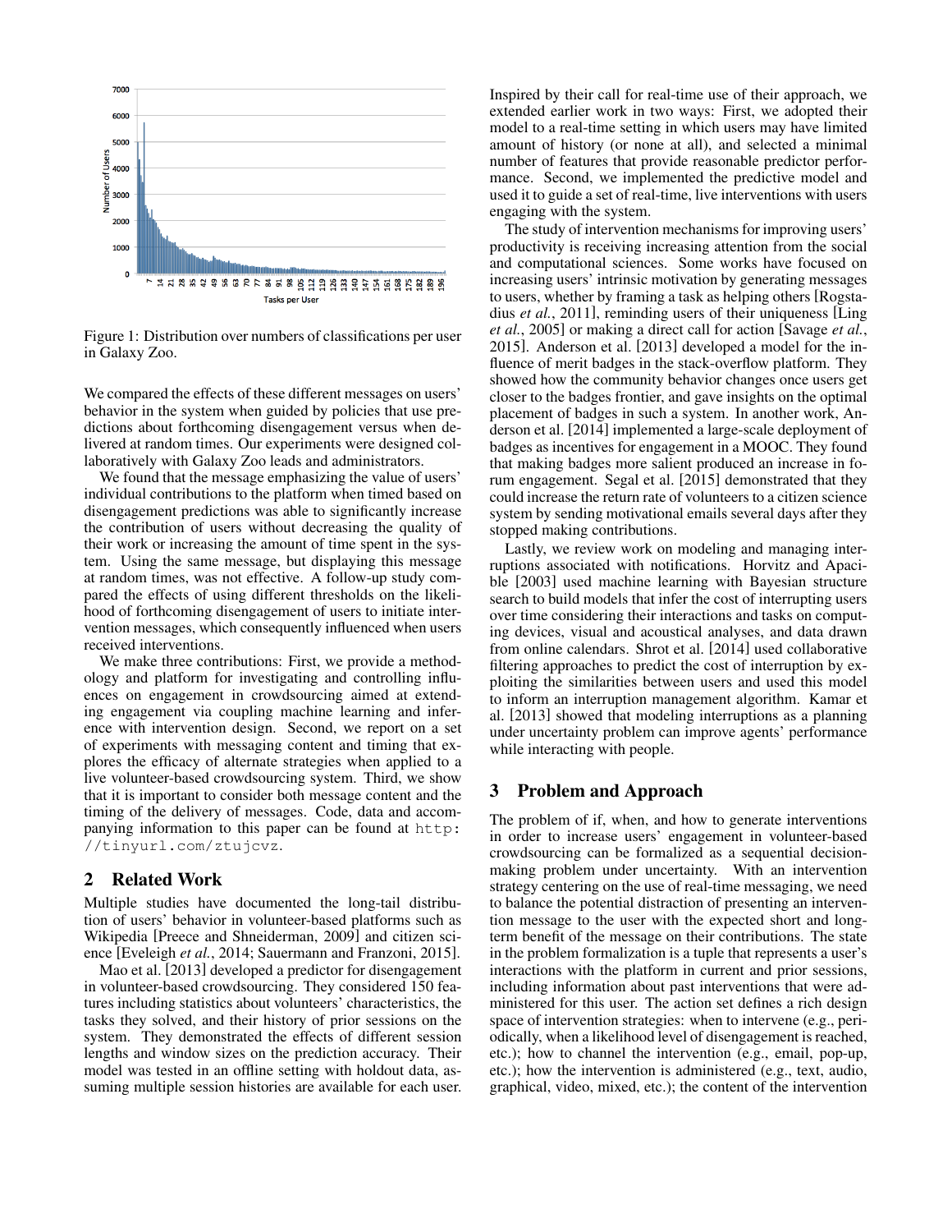Figure 1: Distribution over numbers of classifications per user in Galaxy Zoo.

We compared the effects of these different messages on users' behavior in the system when guided by policies that use predictions about forthcoming disengagement versus when delivered at random times. Our experiments were designed collaboratively with Galaxy Zoo leads and administrators.

We found that the message emphasizing the value of users' individual contributions to the platform when timed based on disengagement predictions was able to significantly increase the contribution of users without decreasing the quality of their work or increasing the amount of time spent in the system. Using the same message, but displaying this message at random times, was not effective. A follow-up study compared the effects of using different thresholds on the likelihood of forthcoming disengagement of users to initiate intervention messages, which consequently influenced when users received interventions.

We make three contributions: First, we provide a methodology and platform for investigating and controlling influences on engagement in crowdsourcing aimed at extending engagement via coupling machine learning and inference with intervention design. Second, we report on a set of experiments with messaging content and timing that explores the efficacy of alternate strategies when applied to a live volunteer-based crowdsourcing system. Third, we show that it is important to consider both message content and the timing of the delivery of messages. Code, data and accompanying information to this paper can be found at `http://tinyurl.com/ztujcvz`.

## 2 Related Work

Multiple studies have documented the long-tail distribution of users' behavior in volunteer-based platforms such as Wikipedia [Preece and Shneiderman, 2009] and citizen science [Eveleigh *et al.*, 2014; Sauermann and Franzoni, 2015].

Mao et al. [2013] developed a predictor for disengagement in volunteer-based crowdsourcing. They considered 150 features including statistics about volunteers' characteristics, the tasks they solved, and their history of prior sessions on the system. They demonstrated the effects of different session lengths and window sizes on the prediction accuracy. Their model was tested in an offline setting with holdout data, assuming multiple session histories are available for each user. Inspired by their call for real-time use of their approach, we extended earlier work in two ways: First, we adopted their model to a real-time setting in which users may have limited amount of history (or none at all), and selected a minimal number of features that provide reasonable predictor performance. Second, we implemented the predictive model and used it to guide a set of real-time, live interventions with users engaging with the system.

The study of intervention mechanisms for improving users' productivity is receiving increasing attention from the social and computational sciences. Some works have focused on increasing users' intrinsic motivation by generating messages to users, whether by framing a task as helping others [Rogstadius *et al.*, 2011], reminding users of their uniqueness [Ling *et al.*, 2005] or making a direct call for action [Savage *et al.*, 2015]. Anderson et al. [2013] developed a model for the influence of merit badges in the stack-overflow platform. They showed how the community behavior changes once users get closer to the badges frontier, and gave insights on the optimal placement of badges in such a system. In another work, Anderson et al. [2014] implemented a large-scale deployment of badges as incentives for engagement in a MOOC. They found that making badges more salient produced an increase in forum engagement. Segal et al. [2015] demonstrated that they could increase the return rate of volunteers to a citizen science system by sending motivational emails several days after they stopped making contributions.

Lastly, we review work on modeling and managing interruptions associated with notifications. Horvitz and Apacible [2003] used machine learning with Bayesian structure search to build models that infer the cost of interrupting users over time considering their interactions and tasks on computing devices, visual and acoustical analyses, and data drawn from online calendars. Shrot et al. [2014] used collaborative filtering approaches to predict the cost of interruption by exploiting the similarities between users and used this model to inform an interruption management algorithm. Kamar et al. [2013] showed that modeling interruptions as a planning under uncertainty problem can improve agents' performance while interacting with people.

## 3 Problem and Approach

The problem of if, when, and how to generate interventions in order to increase users' engagement in volunteer-based crowdsourcing can be formalized as a sequential decision-making problem under uncertainty. With an intervention strategy centering on the use of real-time messaging, we need to balance the potential distraction of presenting an intervention message to the user with the expected short and long-term benefit of the message on their contributions. The state in the problem formalization is a tuple that represents a user's interactions with the platform in current and prior sessions, including information about past interventions that were administered for this user. The action set defines a rich design space of intervention strategies: when to intervene (e.g., periodically, when a likelihood level of disengagement is reached, etc.); how to channel the intervention (e.g., email, pop-up, etc.); how the intervention is administered (e.g., text, audio, graphical, video, mixed, etc.); the content of the intervention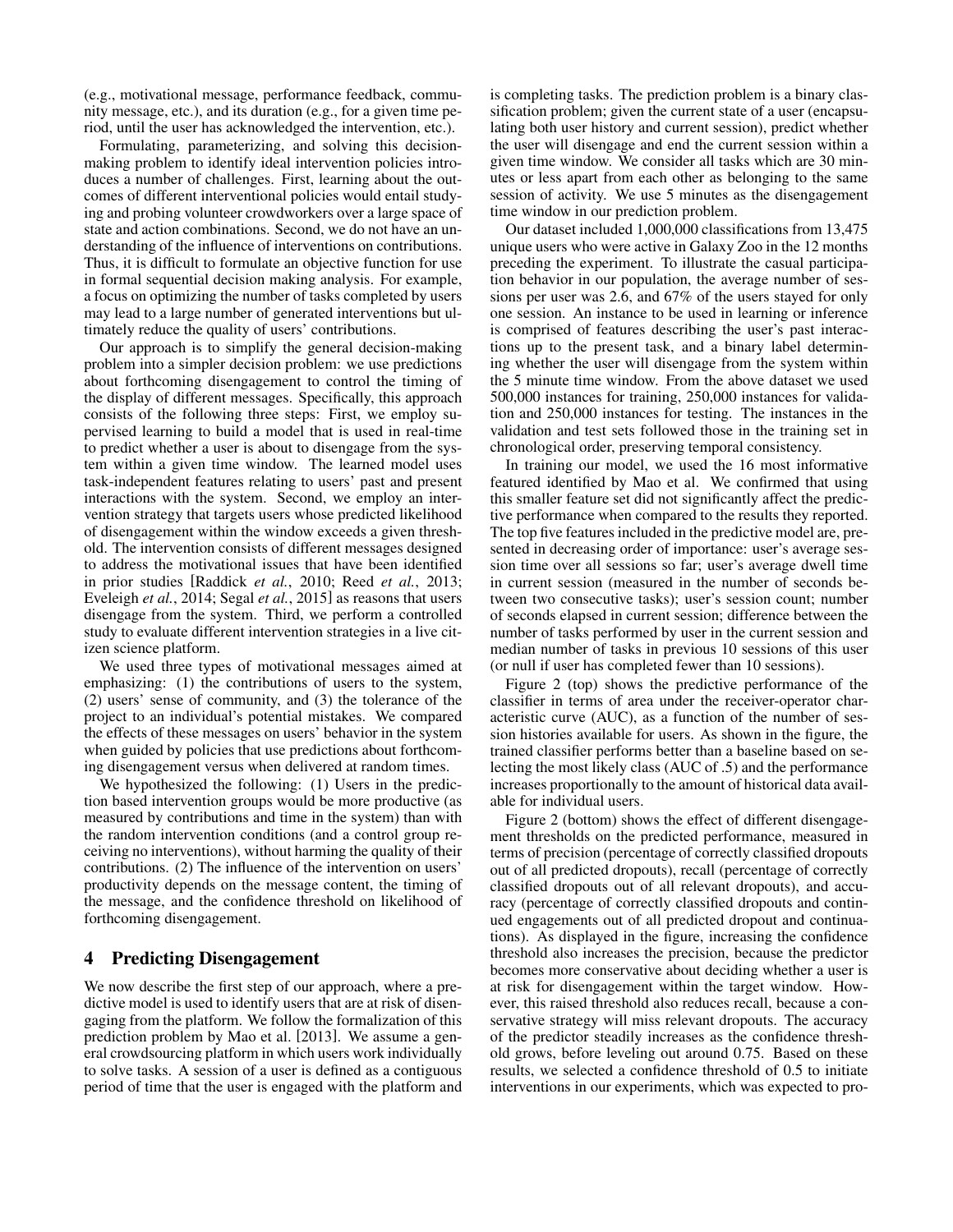(e.g., motivational message, performance feedback, community message, etc.), and its duration (e.g., for a given time period, until the user has acknowledged the intervention, etc.).

Formulating, parameterizing, and solving this decision-making problem to identify ideal intervention policies introduces a number of challenges. First, learning about the outcomes of different interventional policies would entail studying and probing volunteer crowdworkers over a large space of state and action combinations. Second, we do not have an understanding of the influence of interventions on contributions. Thus, it is difficult to formulate an objective function for use in formal sequential decision making analysis. For example, a focus on optimizing the number of tasks completed by users may lead to a large number of generated interventions but ultimately reduce the quality of users' contributions.

Our approach is to simplify the general decision-making problem into a simpler decision problem: we use predictions about forthcoming disengagement to control the timing of the display of different messages. Specifically, this approach consists of the following three steps: First, we employ supervised learning to build a model that is used in real-time to predict whether a user is about to disengage from the system within a given time window. The learned model uses task-independent features relating to users' past and present interactions with the system. Second, we employ an intervention strategy that targets users whose predicted likelihood of disengagement within the window exceeds a given threshold. The intervention consists of different messages designed to address the motivational issues that have been identified in prior studies [Raddick *et al.*, 2010; Reed *et al.*, 2013; Eveleigh *et al.*, 2014; Segal *et al.*, 2015] as reasons that users disengage from the system. Third, we perform a controlled study to evaluate different intervention strategies in a live citizen science platform.

We used three types of motivational messages aimed at emphasizing: (1) the contributions of users to the system, (2) users' sense of community, and (3) the tolerance of the project to an individual's potential mistakes. We compared the effects of these messages on users' behavior in the system when guided by policies that use predictions about forthcoming disengagement versus when delivered at random times.

We hypothesized the following: (1) Users in the prediction based intervention groups would be more productive (as measured by contributions and time in the system) than with the random intervention conditions (and a control group receiving no interventions), without harming the quality of their contributions. (2) The influence of the intervention on users' productivity depends on the message content, the timing of the message, and the confidence threshold on likelihood of forthcoming disengagement.

## 4 Predicting Disengagement

We now describe the first step of our approach, where a predictive model is used to identify users that are at risk of disengaging from the platform. We follow the formalization of this prediction problem by Mao et al. [2013]. We assume a general crowdsourcing platform in which users work individually to solve tasks. A session of a user is defined as a contiguous period of time that the user is engaged with the platform and is completing tasks. The prediction problem is a binary classification problem; given the current state of a user (encapsulating both user history and current session), predict whether the user will disengage and end the current session within a given time window. We consider all tasks which are 30 minutes or less apart from each other as belonging to the same session of activity. We use 5 minutes as the disengagement time window in our prediction problem.

Our dataset included 1,000,000 classifications from 13,475 unique users who were active in Galaxy Zoo in the 12 months preceding the experiment. To illustrate the casual participation behavior in our population, the average number of sessions per user was 2.6, and 67% of the users stayed for only one session. An instance to be used in learning or inference is comprised of features describing the user's past interactions up to the present task, and a binary label determining whether the user will disengage from the system within the 5 minute time window. From the above dataset we used 500,000 instances for training, 250,000 instances for validation and 250,000 instances for testing. The instances in the validation and test sets followed those in the training set in chronological order, preserving temporal consistency.

In training our model, we used the 16 most informative featured identified by Mao et al. We confirmed that using this smaller feature set did not significantly affect the predictive performance when compared to the results they reported. The top five features included in the predictive model are, presented in decreasing order of importance: user's average session time over all sessions so far; user's average dwell time in current session (measured in the number of seconds between two consecutive tasks); user's session count; number of seconds elapsed in current session; difference between the number of tasks performed by user in the current session and median number of tasks in previous 10 sessions of this user (or null if user has completed fewer than 10 sessions).

Figure 2 (top) shows the predictive performance of the classifier in terms of area under the receiver-operator characteristic curve (AUC), as a function of the number of session histories available for users. As shown in the figure, the trained classifier performs better than a baseline based on selecting the most likely class (AUC of .5) and the performance increases proportionally to the amount of historical data available for individual users.

Figure 2 (bottom) shows the effect of different disengagement thresholds on the predicted performance, measured in terms of precision (percentage of correctly classified dropouts out of all predicted dropouts), recall (percentage of correctly classified dropouts out of all relevant dropouts), and accuracy (percentage of correctly classified dropouts and continued engagements out of all predicted dropout and continuations). As displayed in the figure, increasing the confidence threshold also increases the precision, because the predictor becomes more conservative about deciding whether a user is at risk for disengagement within the target window. However, this raised threshold also reduces recall, because a conservative strategy will miss relevant dropouts. The accuracy of the predictor steadily increases as the confidence threshold grows, before leveling out around 0.75. Based on these results, we selected a confidence threshold of 0.5 to initiate interventions in our experiments, which was expected to pro-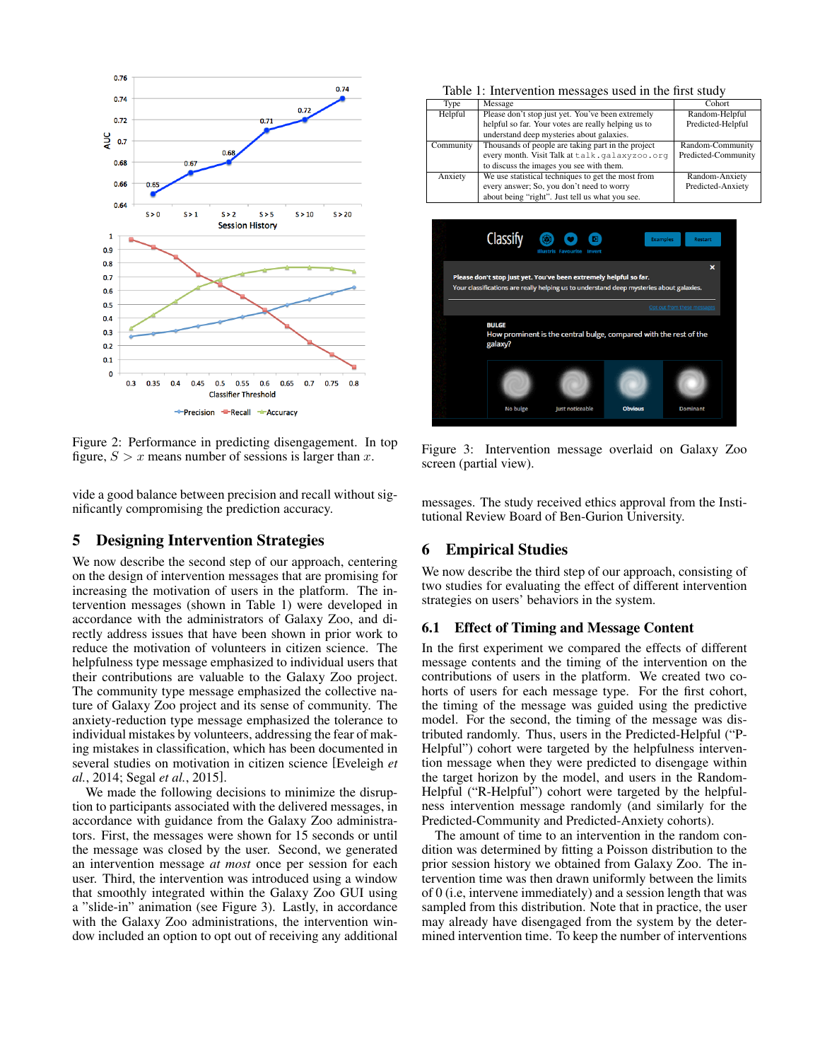Figure 2: Performance in predicting disengagement. In top figure, $S > x$ means number of sessions is larger than $x$.

vide a good balance between precision and recall without significantly compromising the prediction accuracy.

## 5 Designing Intervention Strategies

We now describe the second step of our approach, centering on the design of intervention messages that are promising for increasing the motivation of users in the platform. The intervention messages (shown in Table 1) were developed in accordance with the administrators of Galaxy Zoo, and directly address issues that have been shown in prior work to reduce the motivation of volunteers in citizen science. The helpfulness type message emphasized to individual users that their contributions are valuable to the Galaxy Zoo project. The community type message emphasized the collective nature of Galaxy Zoo project and its sense of community. The anxiety-reduction type message emphasized the tolerance to individual mistakes by volunteers, addressing the fear of making mistakes in classification, which has been documented in several studies on motivation in citizen science [Eveleigh *et al.*, 2014; Segal *et al.*, 2015].

We made the following decisions to minimize the disruption to participants associated with the delivered messages, in accordance with guidance from the Galaxy Zoo administrators. First, the messages were shown for 15 seconds or until the message was closed by the user. Second, we generated an intervention message *at most* once per session for each user. Third, the intervention was introduced using a window that smoothly integrated within the Galaxy Zoo GUI using a "slide-in" animation (see Figure 3). Lastly, in accordance with the Galaxy Zoo administrations, the intervention window included an option to opt out of receiving any additional messages. The study received ethics approval from the Institutional Review Board of Ben-Gurion University.

Table 1: Intervention messages used in the first study

| Type | Message | Cohort |
|---|---|---|
| Helpful | Please don't stop just yet. You've been extremely helpful so far. Your votes are really helping us to understand deep mysteries about galaxies. | Random-Helpful Predicted-Helpful |
| Community | Thousands of people are taking part in the project every month. Visit Talk at `talk.galaxyzoo.org` to discuss the images you see with them. | Random-Community Predicted-Community |
| Anxiety | We use statistical techniques to get the most from every answer; So, you don't need to worry about being "right". Just tell us what you see. | Random-Anxiety Predicted-Anxiety |

Figure 3: Intervention message overlaid on Galaxy Zoo screen (partial view).

## 6 Empirical Studies

We now describe the third step of our approach, consisting of two studies for evaluating the effect of different intervention strategies on users' behaviors in the system.

### 6.1 Effect of Timing and Message Content

In the first experiment we compared the effects of different message contents and the timing of the intervention on the contributions of users in the platform. We created two cohorts of users for each message type. For the first cohort, the timing of the message was guided using the predictive model. For the second, the timing of the message was distributed randomly. Thus, users in the Predicted-Helpful ("P-Helpful") cohort were targeted by the helpfulness intervention message when they were predicted to disengage within the target horizon by the model, and users in the Random-Helpful ("R-Helpful") cohort were targeted by the helpfulness intervention message randomly (and similarly for the Predicted-Community and Predicted-Anxiety cohorts).

The amount of time to an intervention in the random condition was determined by fitting a Poisson distribution to the prior session history we obtained from Galaxy Zoo. The intervention time was then drawn uniformly between the limits of 0 (i.e, intervene immediately) and a session length that was sampled from this distribution. Note that in practice, the user may already have disengaged from the system by the determined intervention time. To keep the number of interventions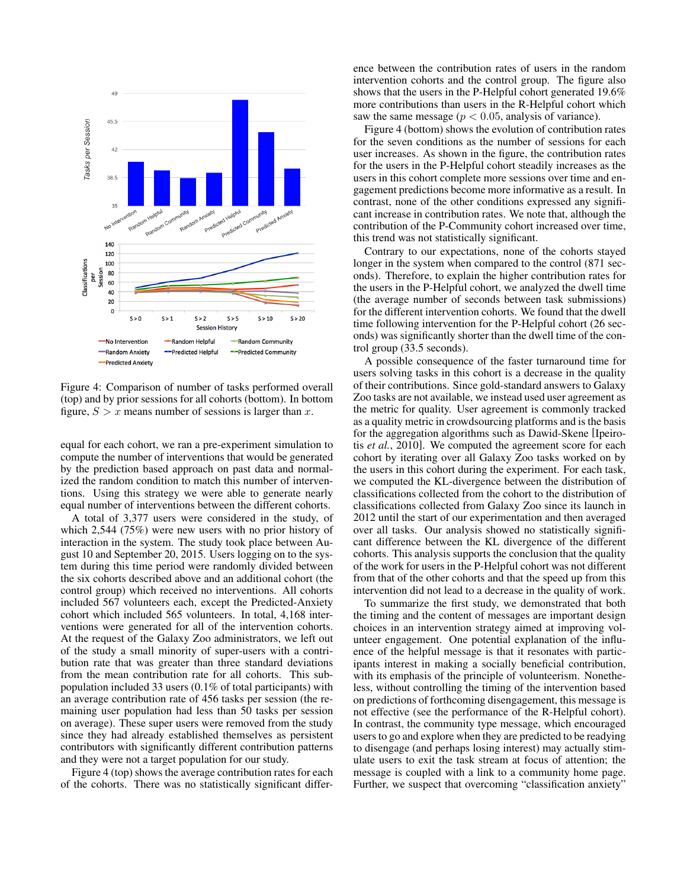Figure 4: Comparison of number of tasks performed overall (top) and by prior sessions for all cohorts (bottom). In bottom figure, $S > x$ means number of sessions is larger than $x$.

equal for each cohort, we ran a pre-experiment simulation to compute the number of interventions that would be generated by the prediction based approach on past data and normalized the random condition to match this number of interventions. Using this strategy we were able to generate nearly equal number of interventions between the different cohorts.

A total of 3,377 users were considered in the study, of which 2,544 (75%) were new users with no prior history of interaction in the system. The study took place between August 10 and September 20, 2015. Users logging on to the system during this time period were randomly divided between the six cohorts described above and an additional cohort (the control group) which received no interventions. All cohorts included 567 volunteers each, except the Predicted-Anxiety cohort which included 565 volunteers. In total, 4,168 interventions were generated for all of the intervention cohorts. At the request of the Galaxy Zoo administrators, we left out of the study a small minority of super-users with a contribution rate that was greater than three standard deviations from the mean contribution rate for all cohorts. This subpopulation included 33 users (0.1% of total participants) with an average contribution rate of 456 tasks per session (the remaining user population had less than 50 tasks per session on average). These super users were removed from the study since they had already established themselves as persistent contributors with significantly different contribution patterns and they were not a target population for our study.

Figure 4 (top) shows the average contribution rates for each of the cohorts. There was no statistically significant difference between the contribution rates of users in the random intervention cohorts and the control group. The figure also shows that the users in the P-Helpful cohort generated 19.6% more contributions than users in the R-Helpful cohort which saw the same message ($p < 0.05$, analysis of variance).

Figure 4 (bottom) shows the evolution of contribution rates for the seven conditions as the number of sessions for each user increases. As shown in the figure, the contribution rates for the users in the P-Helpful cohort steadily increases as the users in this cohort complete more sessions over time and engagement predictions become more informative as a result. In contrast, none of the other conditions expressed any significant increase in contribution rates. We note that, although the contribution of the P-Community cohort increased over time, this trend was not statistically significant.

Contrary to our expectations, none of the cohorts stayed longer in the system when compared to the control (871 seconds). Therefore, to explain the higher contribution rates for the users in the P-Helpful cohort, we analyzed the dwell time (the average number of seconds between task submissions) for the different intervention cohorts. We found that the dwell time following intervention for the P-Helpful cohort (26 seconds) was significantly shorter than the dwell time of the control group (33.5 seconds).

A possible consequence of the faster turnaround time for users solving tasks in this cohort is a decrease in the quality of their contributions. Since gold-standard answers to Galaxy Zoo tasks are not available, we instead used user agreement as the metric for quality. User agreement is commonly tracked as a quality metric in crowdsourcing platforms and is the basis for the aggregation algorithms such as Dawid-Skene [Ipeirotis *et al.*, 2010]. We computed the agreement score for each cohort by iterating over all Galaxy Zoo tasks worked on by the users in this cohort during the experiment. For each task, we computed the KL-divergence between the distribution of classifications collected from the cohort to the distribution of classifications collected from Galaxy Zoo since its launch in 2012 until the start of our experimentation and then averaged over all tasks. Our analysis showed no statistically significant difference between the KL divergence of the different cohorts. This analysis supports the conclusion that the quality of the work for users in the P-Helpful cohort was not different from that of the other cohorts and that the speed up from this intervention did not lead to a decrease in the quality of work.

To summarize the first study, we demonstrated that both the timing and the content of messages are important design choices in an intervention strategy aimed at improving volunteer engagement. One potential explanation of the influence of the helpful message is that it resonates with participants interest in making a socially beneficial contribution, with its emphasis of the principle of volunteerism. Nonetheless, without controlling the timing of the intervention based on predictions of forthcoming disengagement, this message is not effective (see the performance of the R-Helpful cohort). In contrast, the community type message, which encouraged users to go and explore when they are predicted to be readying to disengage (and perhaps losing interest) may actually stimulate users to exit the task stream at focus of attention; the message is coupled with a link to a community home page. Further, we suspect that overcoming "classification anxiety"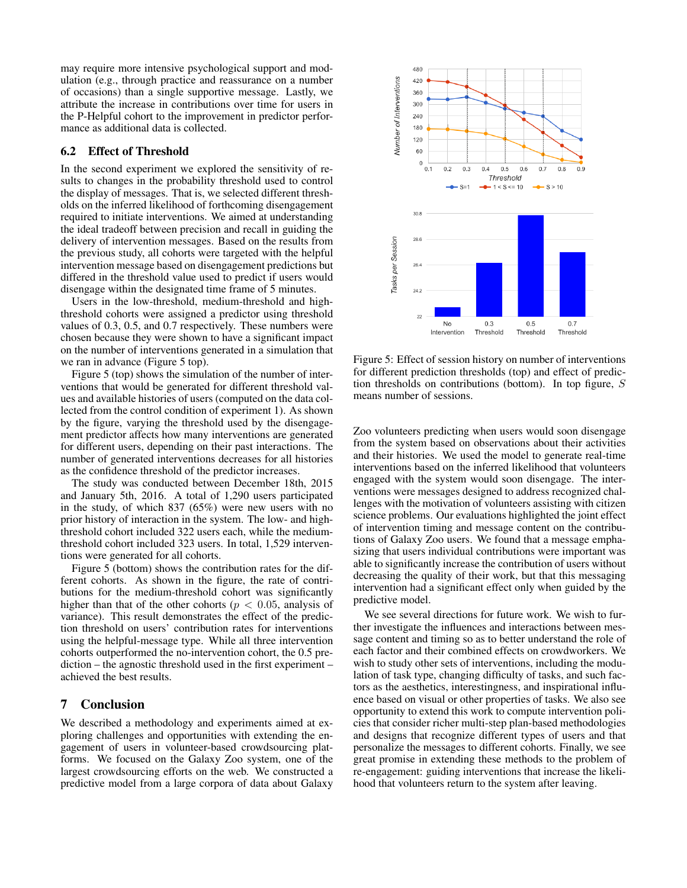may require more intensive psychological support and modulation (e.g., through practice and reassurance on a number of occasions) than a single supportive message. Lastly, we attribute the increase in contributions over time for users in the P-Helpful cohort to the improvement in predictor performance as additional data is collected.

## 6.2 Effect of Threshold

In the second experiment we explored the sensitivity of results to changes in the probability threshold used to control the display of messages. That is, we selected different thresholds on the inferred likelihood of forthcoming disengagement required to initiate interventions. We aimed at understanding the ideal tradeoff between precision and recall in guiding the delivery of intervention messages. Based on the results from the previous study, all cohorts were targeted with the helpful intervention message based on disengagement predictions but differed in the threshold value used to predict if users would disengage within the designated time frame of 5 minutes.

Users in the low-threshold, medium-threshold and high-threshold cohorts were assigned a predictor using threshold values of 0.3, 0.5, and 0.7 respectively. These numbers were chosen because they were shown to have a significant impact on the number of interventions generated in a simulation that we ran in advance (Figure 5 top).

Figure 5 (top) shows the simulation of the number of interventions that would be generated for different threshold values and available histories of users (computed on the data collected from the control condition of experiment 1). As shown by the figure, varying the threshold used by the disengagement predictor affects how many interventions are generated for different users, depending on their past interactions. The number of generated interventions decreases for all histories as the confidence threshold of the predictor increases.

The study was conducted between December 18th, 2015 and January 5th, 2016. A total of 1,290 users participated in the study, of which 837 (65%) were new users with no prior history of interaction in the system. The low- and high-threshold cohort included 322 users each, while the medium-threshold cohort included 323 users. In total, 1,529 interventions were generated for all cohorts.

Figure 5 (bottom) shows the contribution rates for the different cohorts. As shown in the figure, the rate of contributions for the medium-threshold cohort was significantly higher than that of the other cohorts ($p < 0.05$, analysis of variance). This result demonstrates the effect of the prediction threshold on users' contribution rates for interventions using the helpful-message type. While all three intervention cohorts outperformed the no-intervention cohort, the 0.5 prediction – the agnostic threshold used in the first experiment – achieved the best results.

Figure 5: Effect of session history on number of interventions for different prediction thresholds (top) and effect of prediction thresholds on contributions (bottom). In top figure, $S$ means number of sessions.

# 7 Conclusion

We described a methodology and experiments aimed at exploring challenges and opportunities with extending the engagement of users in volunteer-based crowdsourcing platforms. We focused on the Galaxy Zoo system, one of the largest crowdsourcing efforts on the web. We constructed a predictive model from a large corpora of data about Galaxy Zoo volunteers predicting when users would soon disengage from the system based on observations about their activities and their histories. We used the model to generate real-time interventions based on the inferred likelihood that volunteers engaged with the system would soon disengage. The interventions were messages designed to address recognized challenges with the motivation of volunteers assisting with citizen science problems. Our evaluations highlighted the joint effect of intervention timing and message content on the contributions of Galaxy Zoo users. We found that a message emphasizing that users individual contributions were important was able to significantly increase the contribution of users without decreasing the quality of their work, but that this messaging intervention had a significant effect only when guided by the predictive model.

We see several directions for future work. We wish to further investigate the influences and interactions between message content and timing so as to better understand the role of each factor and their combined effects on crowdworkers. We wish to study other sets of interventions, including the modulation of task type, changing difficulty of tasks, and such factors as the aesthetics, interestingness, and inspirational influence based on visual or other properties of tasks. We also see opportunity to extend this work to compute intervention policies that consider richer multi-step plan-based methodologies and designs that recognize different types of users and that personalize the messages to different cohorts. Finally, we see great promise in extending these methods to the problem of re-engagement: guiding interventions that increase the likelihood that volunteers return to the system after leaving.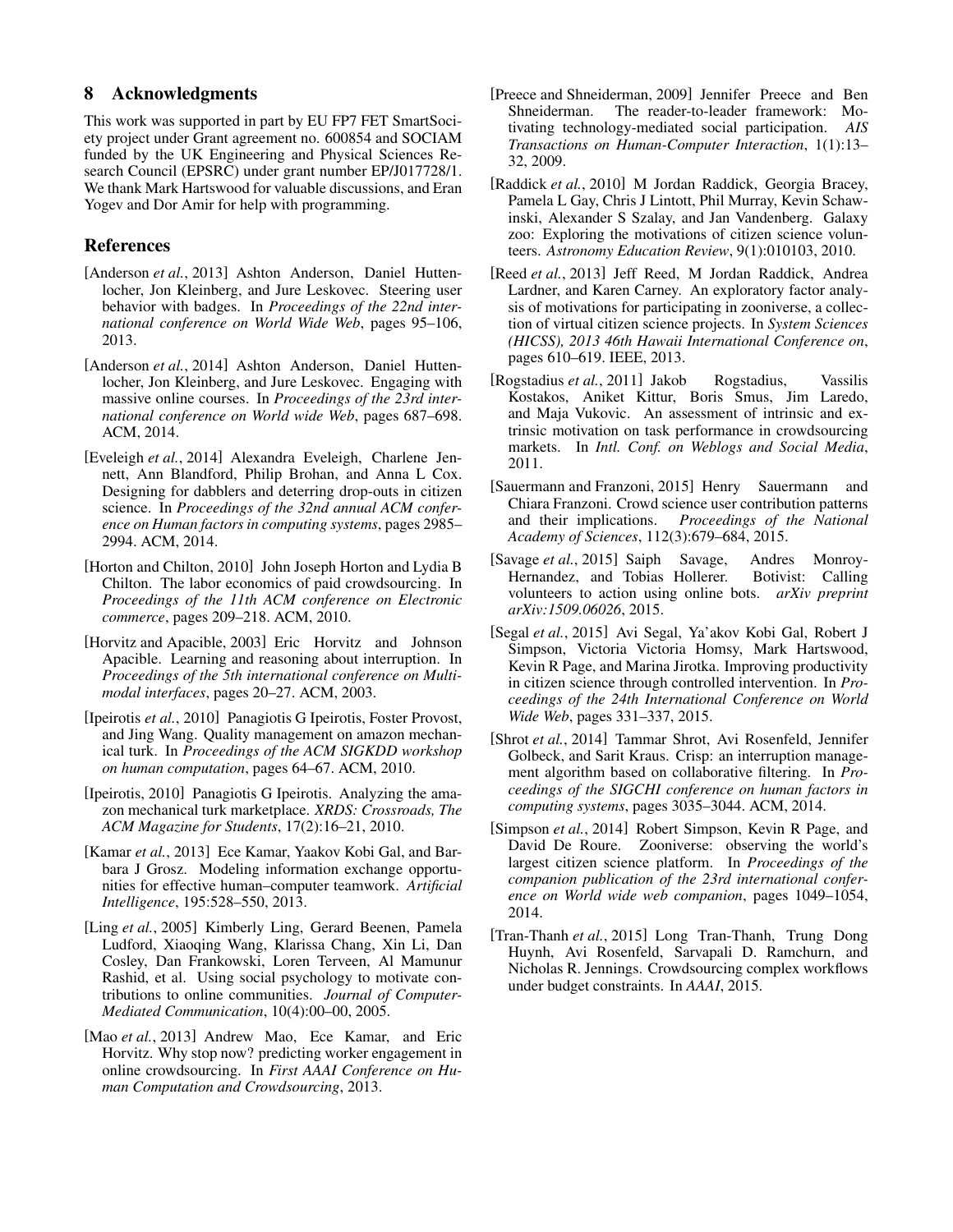## 8 Acknowledgments

This work was supported in part by EU FP7 FET SmartSociety project under Grant agreement no. 600854 and SOCIAM funded by the UK Engineering and Physical Sciences Research Council (EPSRC) under grant number EP/J017728/1. We thank Mark Hartswood for valuable discussions, and Eran Yogev and Dor Amir for help with programming.

## References

[Anderson *et al.*, 2013] Ashton Anderson, Daniel Huttenlocher, Jon Kleinberg, and Jure Leskovec. Steering user behavior with badges. In *Proceedings of the 22nd international conference on World Wide Web*, pages 95–106, 2013.

[Anderson *et al.*, 2014] Ashton Anderson, Daniel Huttenlocher, Jon Kleinberg, and Jure Leskovec. Engaging with massive online courses. In *Proceedings of the 23rd international conference on World wide Web*, pages 687–698. ACM, 2014.

[Eveleigh *et al.*, 2014] Alexandra Eveleigh, Charlene Jennett, Ann Blandford, Philip Brohan, and Anna L Cox. Designing for dabblers and deterring drop-outs in citizen science. In *Proceedings of the 32nd annual ACM conference on Human factors in computing systems*, pages 2985–2994. ACM, 2014.

[Horton and Chilton, 2010] John Joseph Horton and Lydia B Chilton. The labor economics of paid crowdsourcing. In *Proceedings of the 11th ACM conference on Electronic commerce*, pages 209–218. ACM, 2010.

[Horvitz and Apacible, 2003] Eric Horvitz and Johnson Apacible. Learning and reasoning about interruption. In *Proceedings of the 5th international conference on Multimodal interfaces*, pages 20–27. ACM, 2003.

[Ipeirotis *et al.*, 2010] Panagiotis G Ipeirotis, Foster Provost, and Jing Wang. Quality management on amazon mechanical turk. In *Proceedings of the ACM SIGKDD workshop on human computation*, pages 64–67. ACM, 2010.

[Ipeirotis, 2010] Panagiotis G Ipeirotis. Analyzing the amazon mechanical turk marketplace. *XRDS: Crossroads, The ACM Magazine for Students*, 17(2):16–21, 2010.

[Kamar *et al.*, 2013] Ece Kamar, Yaakov Kobi Gal, and Barbara J Grosz. Modeling information exchange opportunities for effective human–computer teamwork. *Artificial Intelligence*, 195:528–550, 2013.

[Ling *et al.*, 2005] Kimberly Ling, Gerard Beenen, Pamela Ludford, Xiaoqing Wang, Klarissa Chang, Xin Li, Dan Cosley, Dan Frankowski, Loren Terveen, Al Mamunur Rashid, et al. Using social psychology to motivate contributions to online communities. *Journal of Computer-Mediated Communication*, 10(4):00–00, 2005.

[Mao *et al.*, 2013] Andrew Mao, Ece Kamar, and Eric Horvitz. Why stop now? predicting worker engagement in online crowdsourcing. In *First AAAI Conference on Human Computation and Crowdsourcing*, 2013.

[Preece and Shneiderman, 2009] Jennifer Preece and Ben Shneiderman. The reader-to-leader framework: Motivating technology-mediated social participation. *AIS Transactions on Human-Computer Interaction*, 1(1):13–32, 2009.

[Raddick *et al.*, 2010] M Jordan Raddick, Georgia Bracey, Pamela L Gay, Chris J Lintott, Phil Murray, Kevin Schawinski, Alexander S Szalay, and Jan Vandenberg. Galaxy zoo: Exploring the motivations of citizen science volunteers. *Astronomy Education Review*, 9(1):010103, 2010.

[Reed *et al.*, 2013] Jeff Reed, M Jordan Raddick, Andrea Lardner, and Karen Carney. An exploratory factor analysis of motivations for participating in zooniverse, a collection of virtual citizen science projects. In *System Sciences (HICSS), 2013 46th Hawaii International Conference on*, pages 610–619. IEEE, 2013.

[Rogstadius *et al.*, 2011] Jakob Rogstadius, Vassilis Kostakos, Aniket Kittur, Boris Smus, Jim Laredo, and Maja Vukovic. An assessment of intrinsic and extrinsic motivation on task performance in crowdsourcing markets. In *Intl. Conf. on Weblogs and Social Media*, 2011.

[Sauermann and Franzoni, 2015] Henry Sauermann and Chiara Franzoni. Crowd science user contribution patterns and their implications. *Proceedings of the National Academy of Sciences*, 112(3):679–684, 2015.

[Savage *et al.*, 2015] Saiph Savage, Andres Monroy-Hernandez, and Tobias Hollerer. Botivist: Calling volunteers to action using online bots. *arXiv preprint arXiv:1509.06026*, 2015.

[Segal *et al.*, 2015] Avi Segal, Ya'akov Kobi Gal, Robert J Simpson, Victoria Victoria Homsy, Mark Hartswood, Kevin R Page, and Marina Jirotka. Improving productivity in citizen science through controlled intervention. In *Proceedings of the 24th International Conference on World Wide Web*, pages 331–337, 2015.

[Shrot *et al.*, 2014] Tammar Shrot, Avi Rosenfeld, Jennifer Golbeck, and Sarit Kraus. Crisp: an interruption management algorithm based on collaborative filtering. In *Proceedings of the SIGCHI conference on human factors in computing systems*, pages 3035–3044. ACM, 2014.

[Simpson *et al.*, 2014] Robert Simpson, Kevin R Page, and David De Roure. Zooniverse: observing the world's largest citizen science platform. In *Proceedings of the companion publication of the 23rd international conference on World wide web companion*, pages 1049–1054, 2014.

[Tran-Thanh *et al.*, 2015] Long Tran-Thanh, Trung Dong Huynh, Avi Rosenfeld, Sarvapali D. Ramchurn, and Nicholas R. Jennings. Crowdsourcing complex workflows under budget constraints. In *AAAI*, 2015.